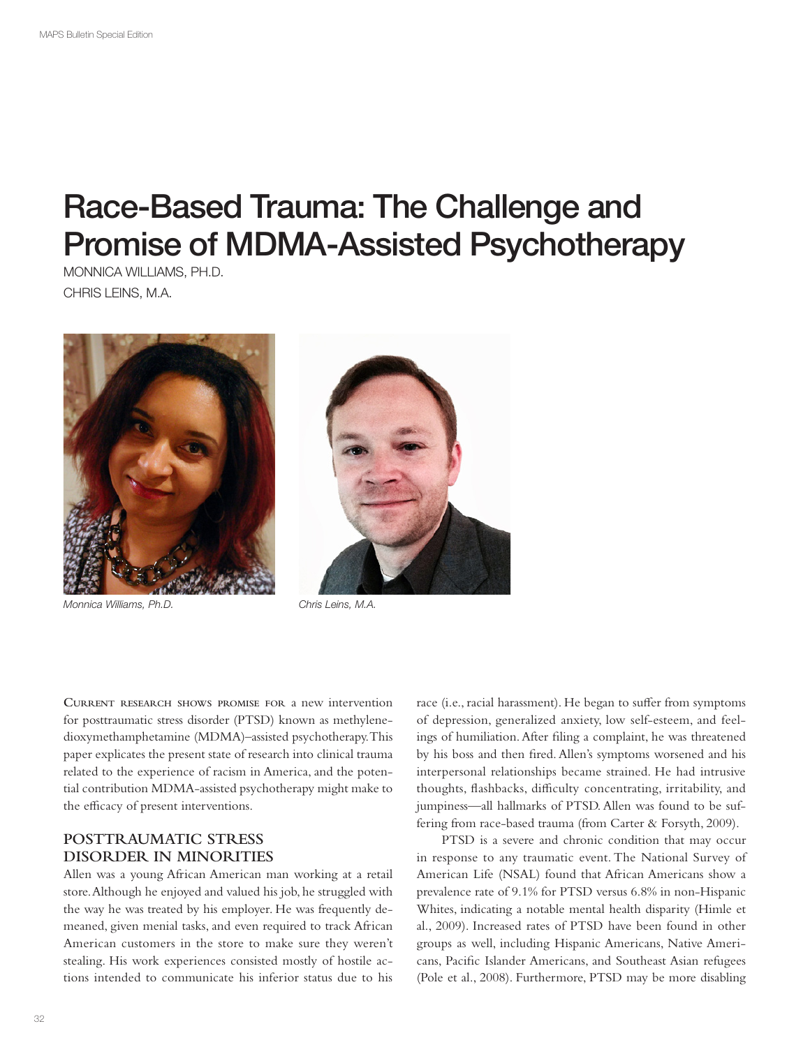# Race-Based Trauma: The Challenge and Promise of MDMA-Assisted Psychotherapy

MONNICA WILLIAMS, PH.D.

CHRIS LEINS, M.A.

*Monnica Williams, Ph.D.*

*Chris Leins, M.A.*

Current research shows promise for a new intervention for posttraumatic stress disorder (PTSD) known as methylenedioxymethamphetamine (MDMA)–assisted psychotherapy. This paper explicates the present state of research into clinical trauma related to the experience of racism in America, and the potential contribution MDMA-assisted psychotherapy might make to the efficacy of present interventions.

## POSTTRAUMATIC STRESS DISORDER IN MINORITIES

Allen was a young African American man working at a retail store. Although he enjoyed and valued his job, he struggled with the way he was treated by his employer. He was frequently demeaned, given menial tasks, and even required to track African American customers in the store to make sure they weren't stealing. His work experiences consisted mostly of hostile actions intended to communicate his inferior status due to his race (i.e., racial harassment). He began to suffer from symptoms of depression, generalized anxiety, low self-esteem, and feelings of humiliation. After filing a complaint, he was threatened by his boss and then fired. Allen's symptoms worsened and his interpersonal relationships became strained. He had intrusive thoughts, flashbacks, difficulty concentrating, irritability, and jumpiness—all hallmarks of PTSD. Allen was found to be suffering from race-based trauma (from Carter & Forsyth, 2009).

PTSD is a severe and chronic condition that may occur in response to any traumatic event. The National Survey of American Life (NSAL) found that African Americans show a prevalence rate of 9.1% for PTSD versus 6.8% in non-Hispanic Whites, indicating a notable mental health disparity (Himle et al., 2009). Increased rates of PTSD have been found in other groups as well, including Hispanic Americans, Native Americans, Pacific Islander Americans, and Southeast Asian refugees (Pole et al., 2008). Furthermore, PTSD may be more disabling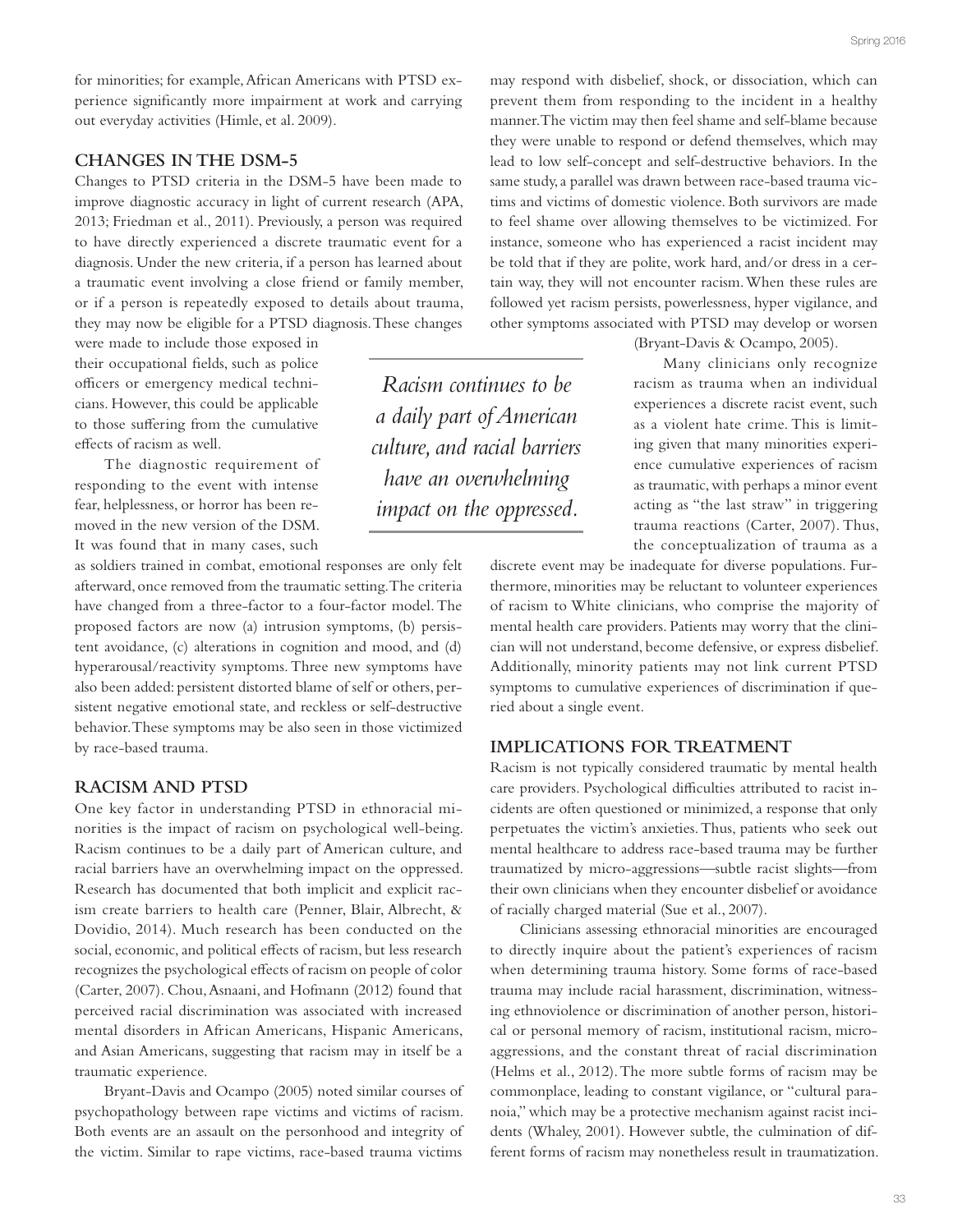for minorities; for example, African Americans with PTSD experience significantly more impairment at work and carrying out everyday activities (Himle, et al. 2009).

## CHANGES IN THE DSM-5

Changes to PTSD criteria in the DSM-5 have been made to improve diagnostic accuracy in light of current research (APA, 2013; Friedman et al., 2011). Previously, a person was required to have directly experienced a discrete traumatic event for a diagnosis. Under the new criteria, if a person has learned about a traumatic event involving a close friend or family member, or if a person is repeatedly exposed to details about trauma, they may now be eligible for a PTSD diagnosis. These changes were made to include those exposed in their occupational fields, such as police officers or emergency medical technicians. However, this could be applicable to those suffering from the cumulative effects of racism as well.

The diagnostic requirement of responding to the event with intense fear, helplessness, or horror has been removed in the new version of the DSM. It was found that in many cases, such as soldiers trained in combat, emotional responses are only felt afterward, once removed from the traumatic setting. The criteria have changed from a three-factor to a four-factor model. The proposed factors are now (a) intrusion symptoms, (b) persistent avoidance, (c) alterations in cognition and mood, and (d) hyperarousal/reactivity symptoms. Three new symptoms have also been added: persistent distorted blame of self or others, persistent negative emotional state, and reckless or self-destructive behavior. These symptoms may be also seen in those victimized by race-based trauma.

## RACISM AND PTSD

One key factor in understanding PTSD in ethnoracial minorities is the impact of racism on psychological well-being. Racism continues to be a daily part of American culture, and racial barriers have an overwhelming impact on the oppressed. Research has documented that both implicit and explicit racism create barriers to health care (Penner, Blair, Albrecht, & Dovidio, 2014). Much research has been conducted on the social, economic, and political effects of racism, but less research recognizes the psychological effects of racism on people of color (Carter, 2007). Chou, Asnaani, and Hofmann (2012) found that perceived racial discrimination was associated with increased mental disorders in African Americans, Hispanic Americans, and Asian Americans, suggesting that racism may in itself be a traumatic experience.

Bryant-Davis and Ocampo (2005) noted similar courses of psychopathology between rape victims and victims of racism. Both events are an assault on the personhood and integrity of the victim. Similar to rape victims, race-based trauma victims may respond with disbelief, shock, or dissociation, which can prevent them from responding to the incident in a healthy manner. The victim may then feel shame and self-blame because they were unable to respond or defend themselves, which may lead to low self-concept and self-destructive behaviors. In the same study, a parallel was drawn between race-based trauma victims and victims of domestic violence. Both survivors are made to feel shame over allowing themselves to be victimized. For instance, someone who has experienced a racist incident may be told that if they are polite, work hard, and/or dress in a certain way, they will not encounter racism. When these rules are followed yet racism persists, powerlessness, hyper vigilance, and other symptoms associated with PTSD may develop or worsen (Bryant-Davis & Ocampo, 2005).

*Racism continues to be a daily part of American culture, and racial barriers have an overwhelming impact on the oppressed.*

Many clinicians only recognize racism as trauma when an individual experiences a discrete racist event, such as a violent hate crime. This is limiting given that many minorities experience cumulative experiences of racism as traumatic, with perhaps a minor event acting as "the last straw" in triggering trauma reactions (Carter, 2007). Thus, the conceptualization of trauma as a discrete event may be inadequate for diverse populations. Furthermore, minorities may be reluctant to volunteer experiences of racism to White clinicians, who comprise the majority of mental health care providers. Patients may worry that the clinician will not understand, become defensive, or express disbelief. Additionally, minority patients may not link current PTSD symptoms to cumulative experiences of discrimination if queried about a single event.

## IMPLICATIONS FOR TREATMENT

Racism is not typically considered traumatic by mental health care providers. Psychological difficulties attributed to racist incidents are often questioned or minimized, a response that only perpetuates the victim's anxieties. Thus, patients who seek out mental healthcare to address race-based trauma may be further traumatized by micro-aggressions—subtle racist slights—from their own clinicians when they encounter disbelief or avoidance of racially charged material (Sue et al., 2007).

Clinicians assessing ethnoracial minorities are encouraged to directly inquire about the patient's experiences of racism when determining trauma history. Some forms of race-based trauma may include racial harassment, discrimination, witnessing ethnoviolence or discrimination of another person, historical or personal memory of racism, institutional racism, micro-aggressions, and the constant threat of racial discrimination (Helms et al., 2012). The more subtle forms of racism may be commonplace, leading to constant vigilance, or "cultural paranoia," which may be a protective mechanism against racist incidents (Whaley, 2001). However subtle, the culmination of different forms of racism may nonetheless result in traumatization.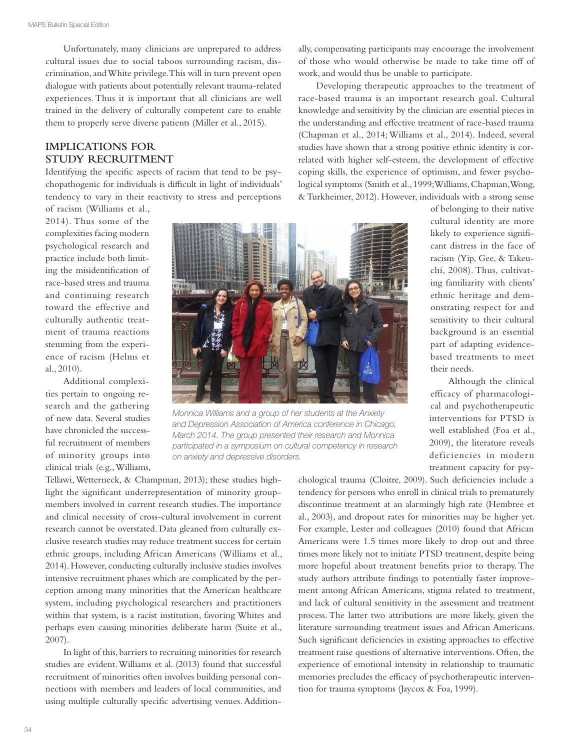Unfortunately, many clinicians are unprepared to address cultural issues due to social taboos surrounding racism, discrimination, and White privilege. This will in turn prevent open dialogue with patients about potentially relevant trauma-related experiences. Thus it is important that all clinicians are well trained in the delivery of culturally competent care to enable them to properly serve diverse patients (Miller et al., 2015).

## IMPLICATIONS FOR STUDY RECRUITMENT

Identifying the specific aspects of racism that tend to be psychopathogenic for individuals is difficult in light of individuals' tendency to vary in their reactivity to stress and perceptions of racism (Williams et al., 2014). Thus some of the complexities facing modern psychological research and practice include both limiting the misidentification of race-based stress and trauma and continuing research toward the effective and culturally authentic treatment of trauma reactions stemming from the experience of racism (Helms et al., 2010).

Additional complexities pertain to ongoing research and the gathering of new data. Several studies have chronicled the successful recruitment of members of minority groups into clinical trials (e.g., Williams, Tellawi, Wetterneck, & Champman, 2013); these studies highlight the significant underrepresentation of minority groupmembers involved in current research studies. The importance and clinical necessity of cross-cultural involvement in current research cannot be overstated. Data gleaned from culturally exclusive research studies may reduce treatment success for certain ethnic groups, including African Americans (Williams et al., 2014). However, conducting culturally inclusive studies involves intensive recruitment phases which are complicated by the perception among many minorities that the American healthcare system, including psychological researchers and practitioners within that system, is a racist institution, favoring Whites and perhaps even causing minorities deliberate harm (Suite et al., 2007).

In light of this, barriers to recruiting minorities for research studies are evident. Williams et al. (2013) found that successful recruitment of minorities often involves building personal connections with members and leaders of local communities, and using multiple culturally specific advertising venues. Additionally, compensating participants may encourage the involvement of those who would otherwise be made to take time off of work, and would thus be unable to participate.

*Monnica Williams and a group of her students at the Anxiety and Depression Association of America conference in Chicago, March 2014. The group presented their research and Monnica participated in a symposium on cultural competency in research on anxiety and depressive disorders.*

Developing therapeutic approaches to the treatment of race-based trauma is an important research goal. Cultural knowledge and sensitivity by the clinician are essential pieces in the understanding and effective treatment of race-based trauma (Chapman et al., 2014; Williams et al., 2014). Indeed, several studies have shown that a strong positive ethnic identity is correlated with higher self-esteem, the development of effective coping skills, the experience of optimism, and fewer psychological symptoms (Smith et al., 1999; Williams, Chapman, Wong, & Turkheimer, 2012). However, individuals with a strong sense of belonging to their native cultural identity are more likely to experience significant distress in the face of racism (Yip, Gee, & Takeuchi, 2008). Thus, cultivating familiarity with clients' ethnic heritage and demonstrating respect for and sensitivity to their cultural background is an essential part of adapting evidence-based treatments to meet their needs.

Although the clinical efficacy of pharmacological and psychotherapeutic interventions for PTSD is well established (Foa et al., 2009), the literature reveals deficiencies in modern treatment capacity for psychological trauma (Cloitre, 2009). Such deficiencies include a tendency for persons who enroll in clinical trials to prematurely discontinue treatment at an alarmingly high rate (Hembree et al., 2003), and dropout rates for minorities may be higher yet. For example, Lester and colleagues (2010) found that African Americans were 1.5 times more likely to drop out and three times more likely not to initiate PTSD treatment, despite being more hopeful about treatment benefits prior to therapy. The study authors attribute findings to potentially faster improvement among African Americans, stigma related to treatment, and lack of cultural sensitivity in the assessment and treatment process. The latter two attributions are more likely, given the literature surrounding treatment issues and African Americans. Such significant deficiencies in existing approaches to effective treatment raise questions of alternative interventions. Often, the experience of emotional intensity in relationship to traumatic memories precludes the efficacy of psychotherapeutic intervention for trauma symptoms (Jaycox & Foa, 1999).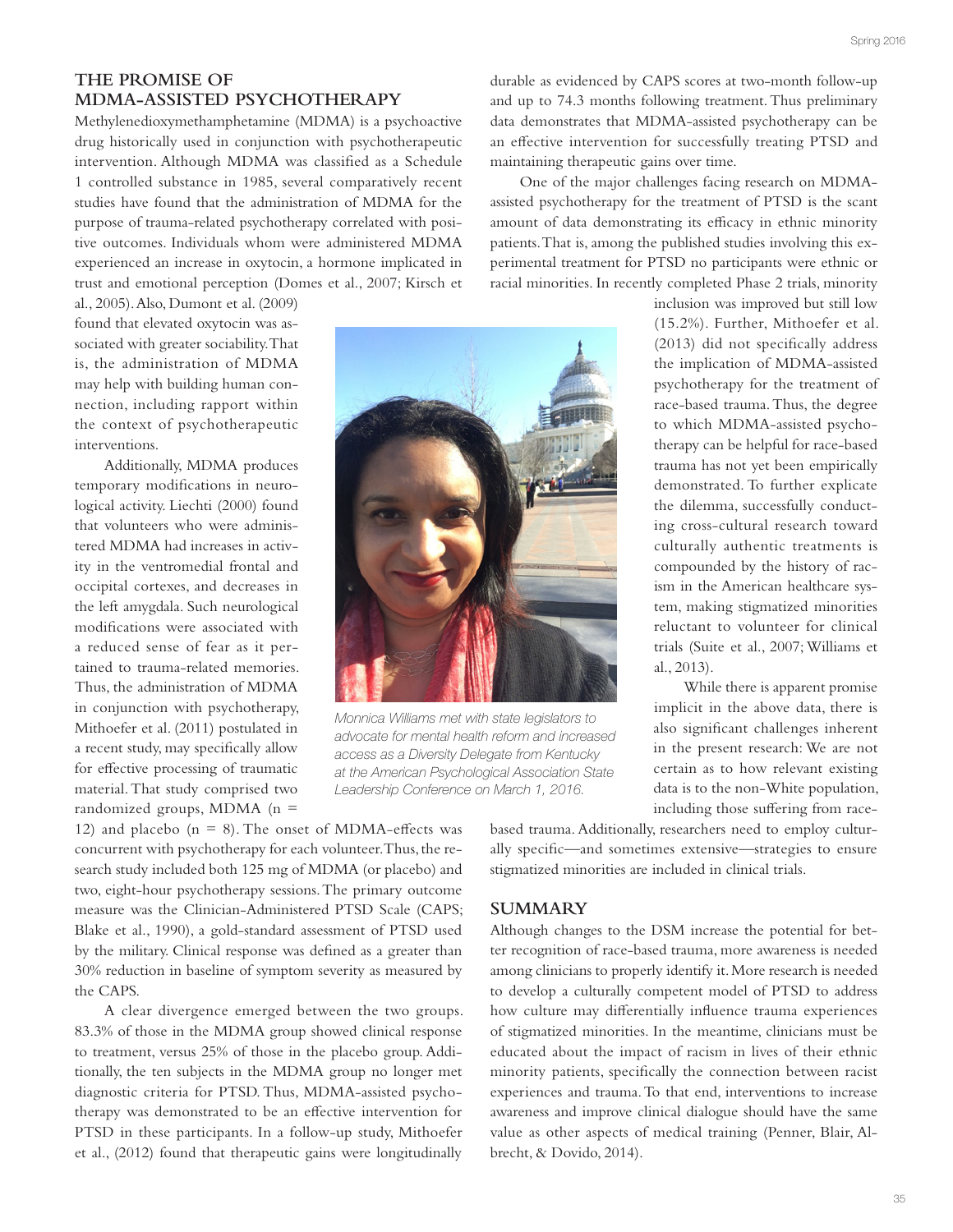## THE PROMISE OF MDMA-ASSISTED PSYCHOTHERAPY

Methylenedioxymethamphetamine (MDMA) is a psychoactive drug historically used in conjunction with psychotherapeutic intervention. Although MDMA was classified as a Schedule 1 controlled substance in 1985, several comparatively recent studies have found that the administration of MDMA for the purpose of trauma-related psychotherapy correlated with positive outcomes. Individuals whom were administered MDMA experienced an increase in oxytocin, a hormone implicated in trust and emotional perception (Domes et al., 2007; Kirsch et al., 2005). Also, Dumont et al. (2009) found that elevated oxytocin was associated with greater sociability. That is, the administration of MDMA may help with building human connection, including rapport within the context of psychotherapeutic interventions.

Additionally, MDMA produces temporary modifications in neurological activity. Liechti (2000) found that volunteers who were administered MDMA had increases in activity in the ventromedial frontal and occipital cortexes, and decreases in the left amygdala. Such neurological modifications were associated with a reduced sense of fear as it pertained to trauma-related memories. Thus, the administration of MDMA in conjunction with psychotherapy, Mithoefer et al. (2011) postulated in a recent study, may specifically allow for effective processing of traumatic material. That study comprised two randomized groups, MDMA (n = 12) and placebo (n = 8). The onset of MDMA-effects was concurrent with psychotherapy for each volunteer. Thus, the research study included both 125 mg of MDMA (or placebo) and two, eight-hour psychotherapy sessions. The primary outcome measure was the Clinician-Administered PTSD Scale (CAPS; Blake et al., 1990), a gold-standard assessment of PTSD used by the military. Clinical response was defined as a greater than 30% reduction in baseline of symptom severity as measured by the CAPS.

A clear divergence emerged between the two groups. 83.3% of those in the MDMA group showed clinical response to treatment, versus 25% of those in the placebo group. Additionally, the ten subjects in the MDMA group no longer met diagnostic criteria for PTSD. Thus, MDMA-assisted psychotherapy was demonstrated to be an effective intervention for PTSD in these participants. In a follow-up study, Mithoefer et al., (2012) found that therapeutic gains were longitudinally durable as evidenced by CAPS scores at two-month follow-up and up to 74.3 months following treatment. Thus preliminary data demonstrates that MDMA-assisted psychotherapy can be an effective intervention for successfully treating PTSD and maintaining therapeutic gains over time.

*Monnica Williams met with state legislators to advocate for mental health reform and increased access as a Diversity Delegate from Kentucky at the American Psychological Association State Leadership Conference on March 1, 2016.*

One of the major challenges facing research on MDMA-assisted psychotherapy for the treatment of PTSD is the scant amount of data demonstrating its efficacy in ethnic minority patients. That is, among the published studies involving this experimental treatment for PTSD no participants were ethnic or racial minorities. In recently completed Phase 2 trials, minority inclusion was improved but still low (15.2%). Further, Mithoefer et al. (2013) did not specifically address the implication of MDMA-assisted psychotherapy for the treatment of race-based trauma. Thus, the degree to which MDMA-assisted psychotherapy can be helpful for race-based trauma has not yet been empirically demonstrated. To further explicate the dilemma, successfully conducting cross-cultural research toward culturally authentic treatments is compounded by the history of racism in the American healthcare system, making stigmatized minorities reluctant to volunteer for clinical trials (Suite et al., 2007; Williams et al., 2013).

While there is apparent promise implicit in the above data, there is also significant challenges inherent in the present research: We are not certain as to how relevant existing data is to the non-White population, including those suffering from race-based trauma. Additionally, researchers need to employ culturally specific—and sometimes extensive—strategies to ensure stigmatized minorities are included in clinical trials.

## SUMMARY

Although changes to the DSM increase the potential for better recognition of race-based trauma, more awareness is needed among clinicians to properly identify it. More research is needed to develop a culturally competent model of PTSD to address how culture may differentially influence trauma experiences of stigmatized minorities. In the meantime, clinicians must be educated about the impact of racism in lives of their ethnic minority patients, specifically the connection between racist experiences and trauma. To that end, interventions to increase awareness and improve clinical dialogue should have the same value as other aspects of medical training (Penner, Blair, Albrecht, & Dovido, 2014).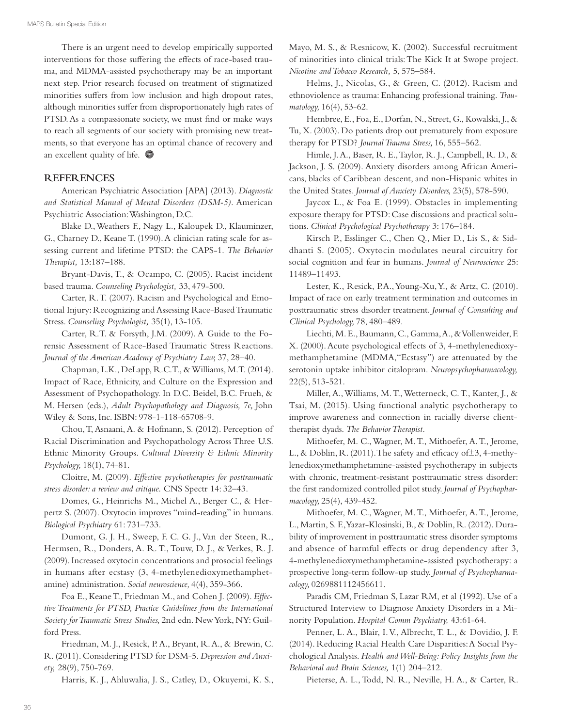There is an urgent need to develop empirically supported interventions for those suffering the effects of race-based trauma, and MDMA-assisted psychotherapy may be an important next step. Prior research focused on treatment of stigmatized minorities suffers from low inclusion and high dropout rates, although minorities suffer from disproportionately high rates of PTSD. As a compassionate society, we must find or make ways to reach all segments of our society with promising new treatments, so that everyone has an optimal chance of recovery and an excellent quality of life.

## REFERENCES

American Psychiatric Association [APA] (2013). *Diagnostic and Statistical Manual of Mental Disorders (DSM-5)*. American Psychiatric Association: Washington, D.C.

Blake D., Weathers F., Nagy L., Kaloupek D., Klauminzer, G., Charney D., Keane T. (1990). A clinician rating scale for assessing current and lifetime PTSD: the CAPS-1. *The Behavior Therapist,* 13:187–188.

Bryant-Davis, T., & Ocampo, C. (2005). Racist incident based trauma. *Counseling Psychologist,* 33, 479-500.

Carter, R. T. (2007). Racism and Psychological and Emotional Injury: Recognizing and Assessing Race-Based Traumatic Stress. *Counseling Psychologist,* 35(1), 13-105.

Carter, R.T. & Forsyth, J.M. (2009). A Guide to the Forensic Assessment of Race-Based Traumatic Stress Reactions. *Journal of the American Academy of Psychiatry Law,* 37, 28–40.

Chapman, L.K., DeLapp, R.C.T., & Williams, M.T. (2014). Impact of Race, Ethnicity, and Culture on the Expression and Assessment of Psychopathology. In D.C. Beidel, B.C. Frueh, & M. Hersen (eds.), *Adult Psychopathology and Diagnosis, 7e,* John Wiley & Sons, Inc. ISBN: 978-1-118-65708-9.

Chou, T, Asnaani, A. & Hofmann, S. (2012). Perception of Racial Discrimination and Psychopathology Across Three U.S. Ethnic Minority Groups. *Cultural Diversity & Ethnic Minority Psychology,* 18(1), 74-81.

Cloitre, M. (2009). *Effective psychotherapies for posttraumatic stress disorder: a review and critique.* CNS Spectr 14: 32–43.

Domes, G., Heinrichs M., Michel A., Berger C., & Herpertz S. (2007). Oxytocin improves "mind-reading" in humans. *Biological Psychiatry* 61: 731–733.

Dumont, G. J. H., Sweep, F. C. G. J., Van der Steen, R., Hermsen, R., Donders, A. R. T., Touw, D. J., & Verkes, R. J. (2009). Increased oxytocin concentrations and prosocial feelings in humans after ecstasy (3, 4-methylenedioxymethamphetamine) administration. *Social neuroscience,* 4(4), 359-366.

Foa E., Keane T., Friedman M., and Cohen J. (2009). *Effective Treatments for PTSD, Practice Guidelines from the International Society for Traumatic Stress Studies,* 2nd edn. New York, NY: Guilford Press.

Friedman, M. J., Resick, P. A., Bryant, R. A., & Brewin, C. R. (2011). Considering PTSD for DSM-5. *Depression and Anxiety,* 28(9), 750-769.

Harris, K. J., Ahluwalia, J. S., Catley, D., Okuyemi, K. S., Mayo, M. S., & Resnicow, K. (2002). Successful recruitment of minorities into clinical trials: The Kick It at Swope project. *Nicotine and Tobacco Research,* 5, 575–584.

Helms, J., Nicolas, G., & Green, C. (2012). Racism and ethnoviolence as trauma: Enhancing professional training. *Traumatology,* 16(4), 53-62.

Hembree, E., Foa, E., Dorfan, N., Street, G., Kowalski, J., & Tu, X. (2003). Do patients drop out prematurely from exposure therapy for PTSD? *Journal Trauma Stress,* 16, 555–562.

Himle, J. A., Baser, R. E., Taylor, R. J., Campbell, R. D., & Jackson, J. S. (2009). Anxiety disorders among African Americans, blacks of Caribbean descent, and non-Hispanic whites in the United States. *Journal of Anxiety Disorders,* 23(5), 578-590.

Jaycox L., & Foa E. (1999). Obstacles in implementing exposure therapy for PTSD: Case discussions and practical solutions. *Clinical Psychological Psychotherapy* 3: 176–184.

Kirsch P., Esslinger C., Chen Q., Mier D., Lis S., & Siddhanti S. (2005). Oxytocin modulates neural circuitry for social cognition and fear in humans. *Journal of Neuroscience* 25: 11489–11493.

Lester, K., Resick, P.A., Young-Xu, Y., & Artz, C. (2010). Impact of race on early treatment termination and outcomes in posttraumatic stress disorder treatment. *Journal of Consulting and Clinical Psychology,* 78, 480–489.

Liechti, M. E., Baumann, C., Gamma, A., & Vollenweider, F. X. (2000). Acute psychological effects of 3, 4-methylenedioxymethamphetamine (MDMA, "Ecstasy") are attenuated by the serotonin uptake inhibitor citalopram. *Neuropsychopharmacology,* 22(5), 513-521.

Miller, A., Williams, M. T., Wetterneck, C. T., Kanter, J., & Tsai, M. (2015). Using functional analytic psychotherapy to improve awareness and connection in racially diverse client-therapist dyads. *The Behavior Therapist.*

Mithoefer, M. C., Wagner, M. T., Mithoefer, A. T., Jerome, L., & Doblin, R. (2011). The safety and efficacy of±3, 4-methylenedioxymethamphetamine-assisted psychotherapy in subjects with chronic, treatment-resistant posttraumatic stress disorder: the first randomized controlled pilot study. *Journal of Psychopharmacology,* 25(4), 439-452.

Mithoefer, M. C., Wagner, M. T., Mithoefer, A. T., Jerome, L., Martin, S. F., Yazar-Klosinski, B., & Doblin, R. (2012). Durability of improvement in posttraumatic stress disorder symptoms and absence of harmful effects or drug dependency after 3, 4-methylenedioxymethamphetamine-assisted psychotherapy: a prospective long-term follow-up study. *Journal of Psychopharmacology,* 0269881112456611.

Paradis CM, Friedman S, Lazar RM, et al (1992). Use of a Structured Interview to Diagnose Anxiety Disorders in a Minority Population. *Hospital Comm Psychiatry,* 43:61-64.

Penner, L. A., Blair, I. V., Albrecht, T. L., & Dovidio, J. F. (2014). Reducing Racial Health Care Disparities: A Social Psychological Analysis. *Health and Well-Being: Policy Insights from the Behavioral and Brain Sciences,* 1(1) 204–212.

Pieterse, A. L., Todd, N. R., Neville, H. A., & Carter, R.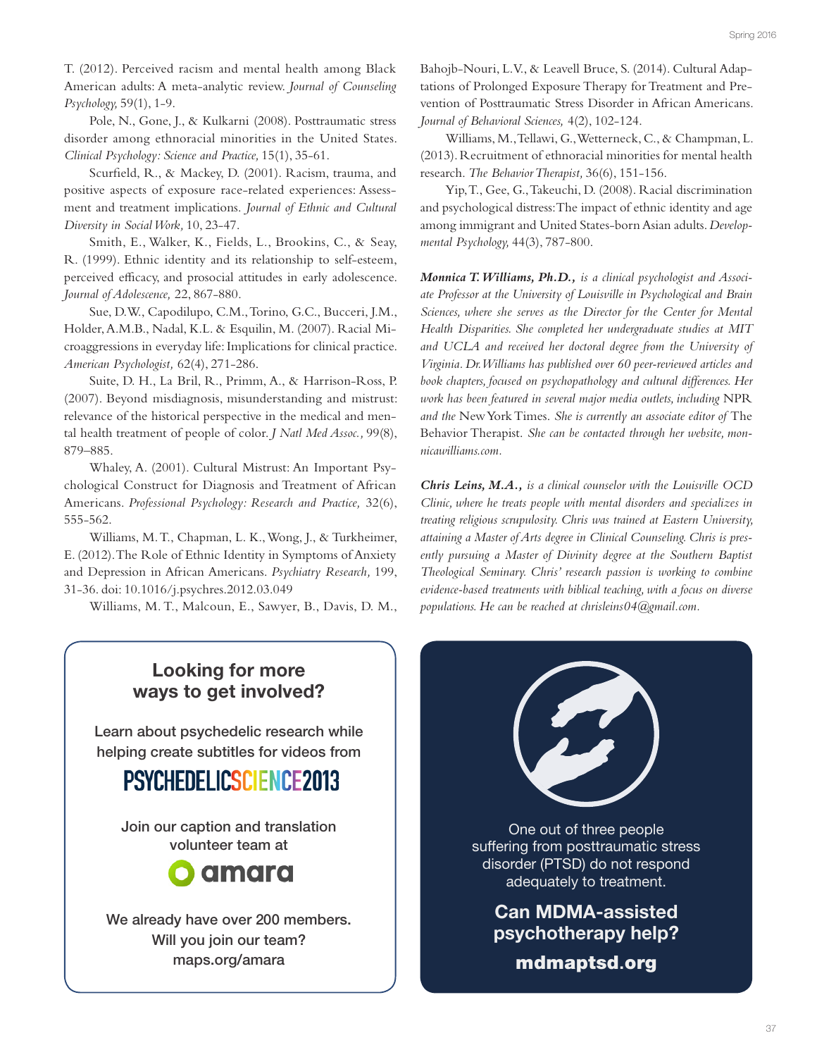T. (2012). Perceived racism and mental health among Black American adults: A meta-analytic review. *Journal of Counseling Psychology,* 59(1), 1-9.

Pole, N., Gone, J., & Kulkarni (2008). Posttraumatic stress disorder among ethnoracial minorities in the United States. *Clinical Psychology: Science and Practice,* 15(1), 35-61.

Scurfield, R., & Mackey, D. (2001). Racism, trauma, and positive aspects of exposure race-related experiences: Assessment and treatment implications. *Journal of Ethnic and Cultural Diversity in Social Work,* 10, 23-47.

Smith, E., Walker, K., Fields, L., Brookins, C., & Seay, R. (1999). Ethnic identity and its relationship to self-esteem, perceived efficacy, and prosocial attitudes in early adolescence. *Journal of Adolescence,* 22, 867-880.

Sue, D.W., Capodilupo, C.M., Torino, G.C., Bucceri, J.M., Holder, A.M.B., Nadal, K.L. & Esquilin, M. (2007). Racial Microaggressions in everyday life: Implications for clinical practice. *American Psychologist,* 62(4), 271-286.

Suite, D. H., La Bril, R., Primm, A., & Harrison-Ross, P. (2007). Beyond misdiagnosis, misunderstanding and mistrust: relevance of the historical perspective in the medical and mental health treatment of people of color. *J Natl Med Assoc.,* 99(8), 879–885.

Whaley, A. (2001). Cultural Mistrust: An Important Psychological Construct for Diagnosis and Treatment of African Americans. *Professional Psychology: Research and Practice,* 32(6), 555-562.

Williams, M. T., Chapman, L. K., Wong, J., & Turkheimer, E. (2012). The Role of Ethnic Identity in Symptoms of Anxiety and Depression in African Americans. *Psychiatry Research,* 199, 31-36. doi: 10.1016/j.psychres.2012.03.049

Williams, M. T., Malcoun, E., Sawyer, B., Davis, D. M., Bahojb-Nouri, L.V., & Leavell Bruce, S. (2014). Cultural Adaptations of Prolonged Exposure Therapy for Treatment and Prevention of Posttraumatic Stress Disorder in African Americans. *Journal of Behavioral Sciences,* 4(2), 102-124.

Williams, M., Tellawi, G., Wetterneck, C., & Champman, L. (2013). Recruitment of ethnoracial minorities for mental health research. *The Behavior Therapist,* 36(6), 151-156.

Yip, T., Gee, G., Takeuchi, D. (2008). Racial discrimination and psychological distress: The impact of ethnic identity and age among immigrant and United States-born Asian adults. *Developmental Psychology,* 44(3), 787-800.

***Monnica T. Williams, Ph.D.,*** *is a clinical psychologist and Associate Professor at the University of Louisville in Psychological and Brain Sciences, where she serves as the Director for the Center for Mental Health Disparities. She completed her undergraduate studies at MIT and UCLA and received her doctoral degree from the University of Virginia. Dr. Williams has published over 60 peer-reviewed articles and book chapters, focused on psychopathology and cultural differences. Her work has been featured in several major media outlets, including* NPR *and the* New York Times. *She is currently an associate editor of* The Behavior Therapist. *She can be contacted through her website, monnicawilliams.com.*

***Chris Leins, M.A.,*** *is a clinical counselor with the Louisville OCD Clinic, where he treats people with mental disorders and specializes in treating religious scrupulosity. Chris was trained at Eastern University, attaining a Master of Arts degree in Clinical Counseling. Chris is presently pursuing a Master of Divinity degree at the Southern Baptist Theological Seminary. Chris' research passion is working to combine evidence-based treatments with biblical teaching, with a focus on diverse populations. He can be reached at chrisleins04@gmail.com.*

**Looking for more ways to get involved?**

Learn about psychedelic research while helping create subtitles for videos from

PSYCHEDELICSCIENCE2013

Join our caption and translation volunteer team at

amara

We already have over 200 members. Will you join our team? maps.org/amara

One out of three people suffering from posttraumatic stress disorder (PTSD) do not respond adequately to treatment.

**Can MDMA-assisted psychotherapy help?**

**mdmaptsd.org**